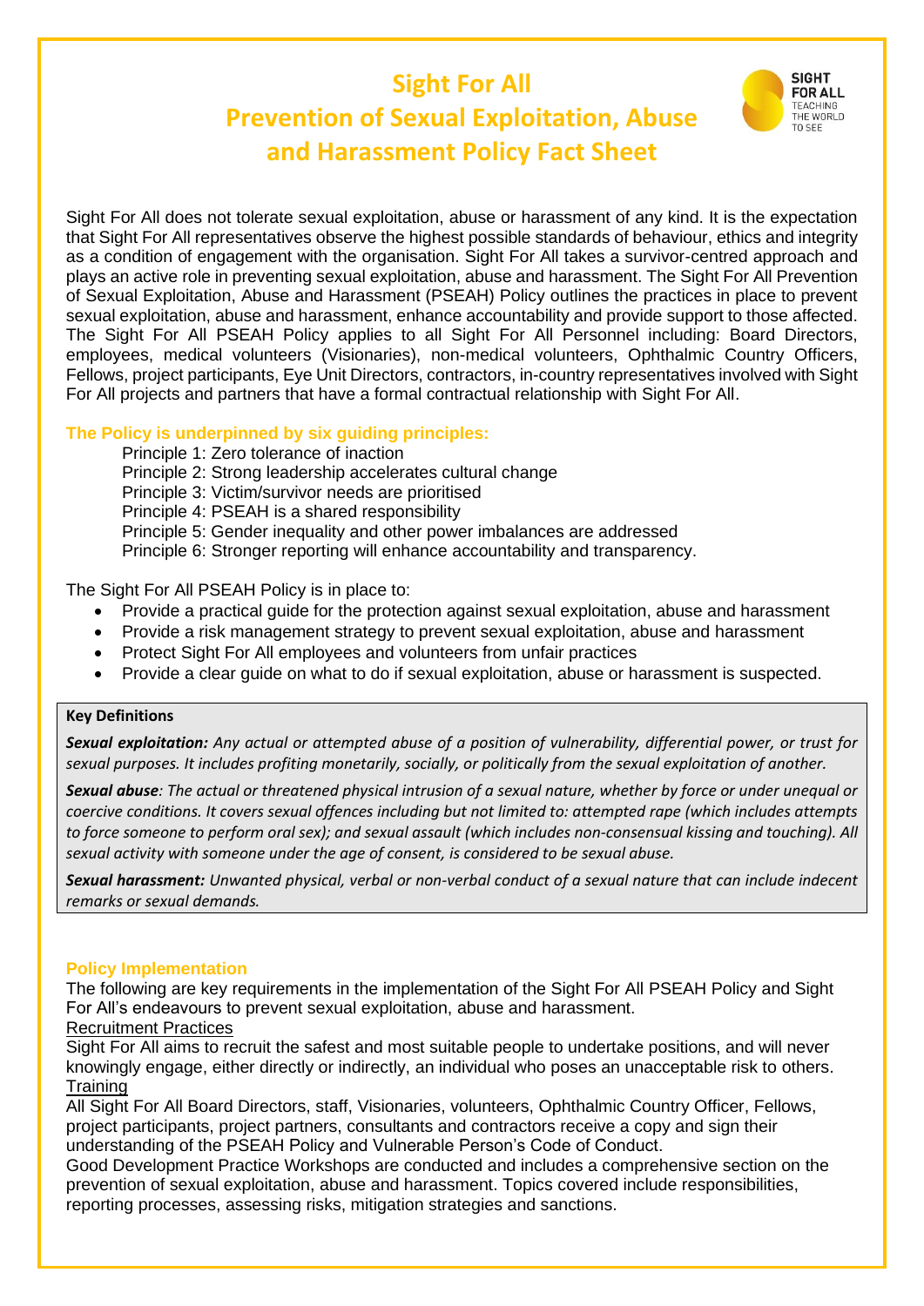# Sight For All
# Prevention of Sexual Exploitation, Abuse and Harassment Policy Fact Sheet

SIGHT FOR ALL TEACHING THE WORLD TO SEE

Sight For All does not tolerate sexual exploitation, abuse or harassment of any kind. It is the expectation that Sight For All representatives observe the highest possible standards of behaviour, ethics and integrity as a condition of engagement with the organisation. Sight For All takes a survivor-centred approach and plays an active role in preventing sexual exploitation, abuse and harassment. The Sight For All Prevention of Sexual Exploitation, Abuse and Harassment (PSEAH) Policy outlines the practices in place to prevent sexual exploitation, abuse and harassment, enhance accountability and provide support to those affected. The Sight For All PSEAH Policy applies to all Sight For All Personnel including: Board Directors, employees, medical volunteers (Visionaries), non-medical volunteers, Ophthalmic Country Officers, Fellows, project participants, Eye Unit Directors, contractors, in-country representatives involved with Sight For All projects and partners that have a formal contractual relationship with Sight For All.

### The Policy is underpinned by six guiding principles:

Principle 1: Zero tolerance of inaction
Principle 2: Strong leadership accelerates cultural change
Principle 3: Victim/survivor needs are prioritised
Principle 4: PSEAH is a shared responsibility
Principle 5: Gender inequality and other power imbalances are addressed
Principle 6: Stronger reporting will enhance accountability and transparency.

The Sight For All PSEAH Policy is in place to:

- Provide a practical guide for the protection against sexual exploitation, abuse and harassment
- Provide a risk management strategy to prevent sexual exploitation, abuse and harassment
- Protect Sight For All employees and volunteers from unfair practices
- Provide a clear guide on what to do if sexual exploitation, abuse or harassment is suspected.

**Key Definitions**

***Sexual exploitation:*** *Any actual or attempted abuse of a position of vulnerability, differential power, or trust for sexual purposes. It includes profiting monetarily, socially, or politically from the sexual exploitation of another.*

***Sexual abuse****: The actual or threatened physical intrusion of a sexual nature, whether by force or under unequal or coercive conditions. It covers sexual offences including but not limited to: attempted rape (which includes attempts to force someone to perform oral sex); and sexual assault (which includes non-consensual kissing and touching). All sexual activity with someone under the age of consent, is considered to be sexual abuse.*

***Sexual harassment:*** *Unwanted physical, verbal or non-verbal conduct of a sexual nature that can include indecent remarks or sexual demands.*

### Policy Implementation

The following are key requirements in the implementation of the Sight For All PSEAH Policy and Sight For All's endeavours to prevent sexual exploitation, abuse and harassment.

Recruitment Practices

Sight For All aims to recruit the safest and most suitable people to undertake positions, and will never knowingly engage, either directly or indirectly, an individual who poses an unacceptable risk to others.

Training

All Sight For All Board Directors, staff, Visionaries, volunteers, Ophthalmic Country Officer, Fellows, project participants, project partners, consultants and contractors receive a copy and sign their understanding of the PSEAH Policy and Vulnerable Person's Code of Conduct.

Good Development Practice Workshops are conducted and includes a comprehensive section on the prevention of sexual exploitation, abuse and harassment. Topics covered include responsibilities, reporting processes, assessing risks, mitigation strategies and sanctions.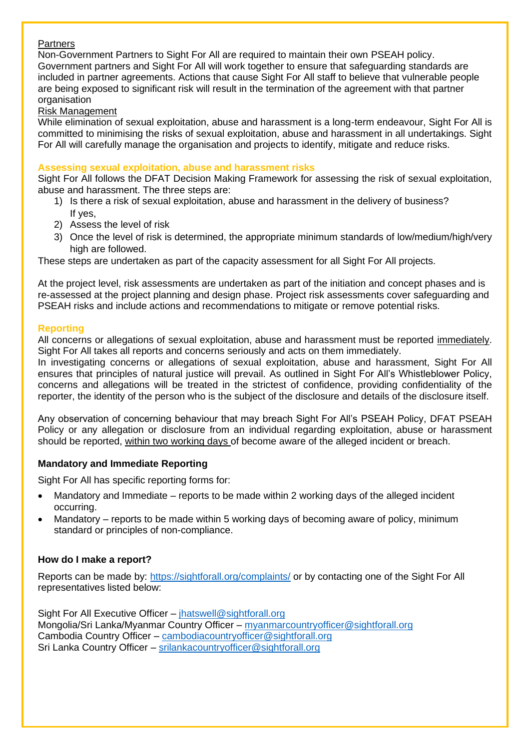Partners

Non-Government Partners to Sight For All are required to maintain their own PSEAH policy. Government partners and Sight For All will work together to ensure that safeguarding standards are included in partner agreements. Actions that cause Sight For All staff to believe that vulnerable people are being exposed to significant risk will result in the termination of the agreement with that partner organisation

Risk Management

While elimination of sexual exploitation, abuse and harassment is a long-term endeavour, Sight For All is committed to minimising the risks of sexual exploitation, abuse and harassment in all undertakings. Sight For All will carefully manage the organisation and projects to identify, mitigate and reduce risks.

### Assessing sexual exploitation, abuse and harassment risks

Sight For All follows the DFAT Decision Making Framework for assessing the risk of sexual exploitation, abuse and harassment. The three steps are:

1) Is there a risk of sexual exploitation, abuse and harassment in the delivery of business? If yes,
2) Assess the level of risk
3) Once the level of risk is determined, the appropriate minimum standards of low/medium/high/very high are followed.

These steps are undertaken as part of the capacity assessment for all Sight For All projects.

At the project level, risk assessments are undertaken as part of the initiation and concept phases and is re-assessed at the project planning and design phase. Project risk assessments cover safeguarding and PSEAH risks and include actions and recommendations to mitigate or remove potential risks.

### Reporting

All concerns or allegations of sexual exploitation, abuse and harassment must be reported immediately. Sight For All takes all reports and concerns seriously and acts on them immediately.

In investigating concerns or allegations of sexual exploitation, abuse and harassment, Sight For All ensures that principles of natural justice will prevail. As outlined in Sight For All's Whistleblower Policy, concerns and allegations will be treated in the strictest of confidence, providing confidentiality of the reporter, the identity of the person who is the subject of the disclosure and details of the disclosure itself.

Any observation of concerning behaviour that may breach Sight For All's PSEAH Policy, DFAT PSEAH Policy or any allegation or disclosure from an individual regarding exploitation, abuse or harassment should be reported, within two working days of become aware of the alleged incident or breach.

**Mandatory and Immediate Reporting**

Sight For All has specific reporting forms for:

- Mandatory and Immediate – reports to be made within 2 working days of the alleged incident occurring.
- Mandatory – reports to be made within 5 working days of becoming aware of policy, minimum standard or principles of non-compliance.

**How do I make a report?**

Reports can be made by: https://sightforall.org/complaints/ or by contacting one of the Sight For All representatives listed below:

Sight For All Executive Officer – jhatswell@sightforall.org
Mongolia/Sri Lanka/Myanmar Country Officer – myanmarcountryofficer@sightforall.org
Cambodia Country Officer – cambodiacountryofficer@sightforall.org
Sri Lanka Country Officer – srilankacountryofficer@sightforall.org